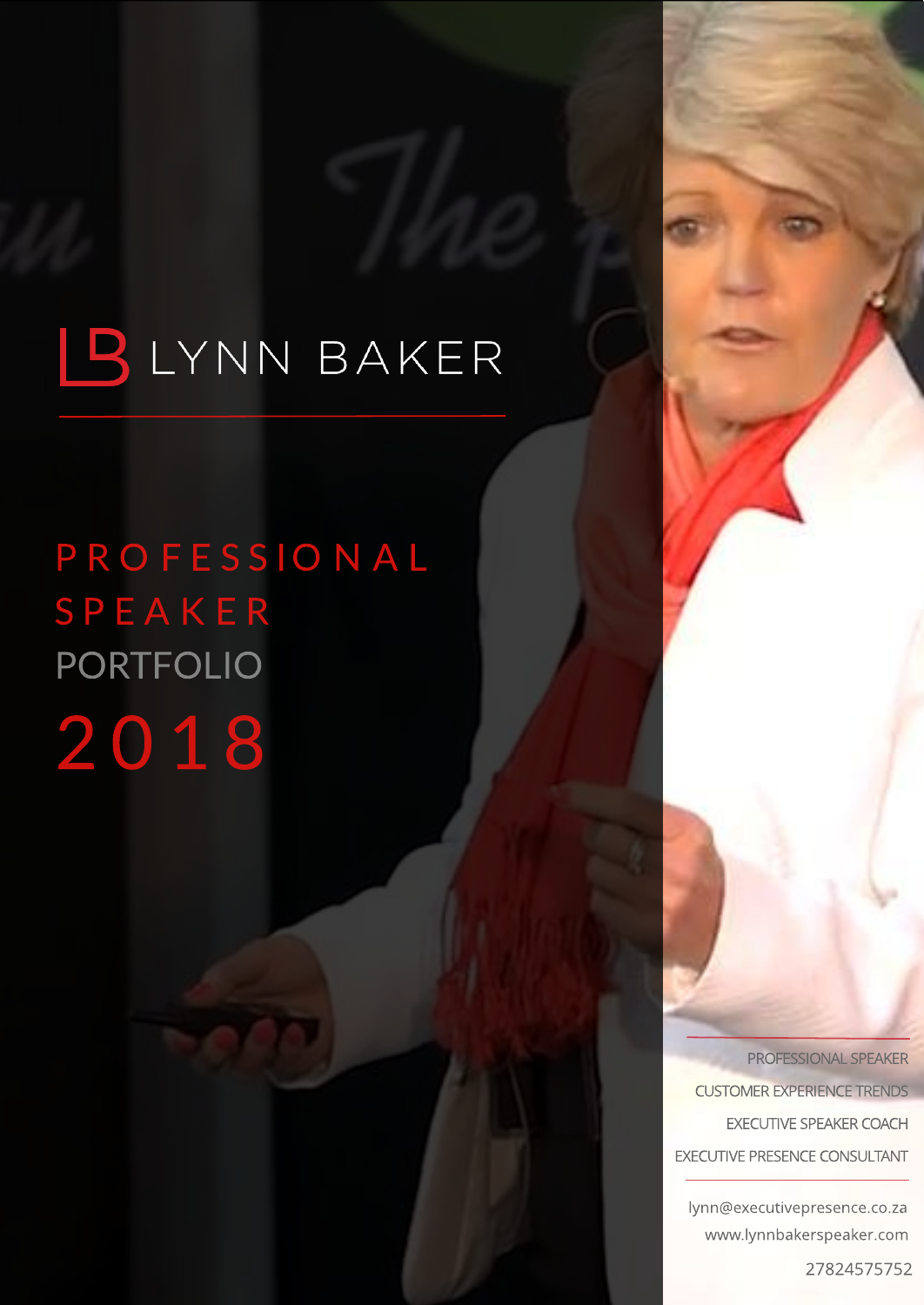# LB LYNN BAKER

## PROFESSIONAL SPEAKER PORTFOLIO 2018

PROFESSIONAL SPEAKER

CUSTOMER EXPERIENCE TRENDS

EXECUTIVE SPEAKER COACH

EXECUTIVE PRESENCE CONSULTANT

lynn@executivepresence.co.za

www.lynnbakerspeaker.com

27824575752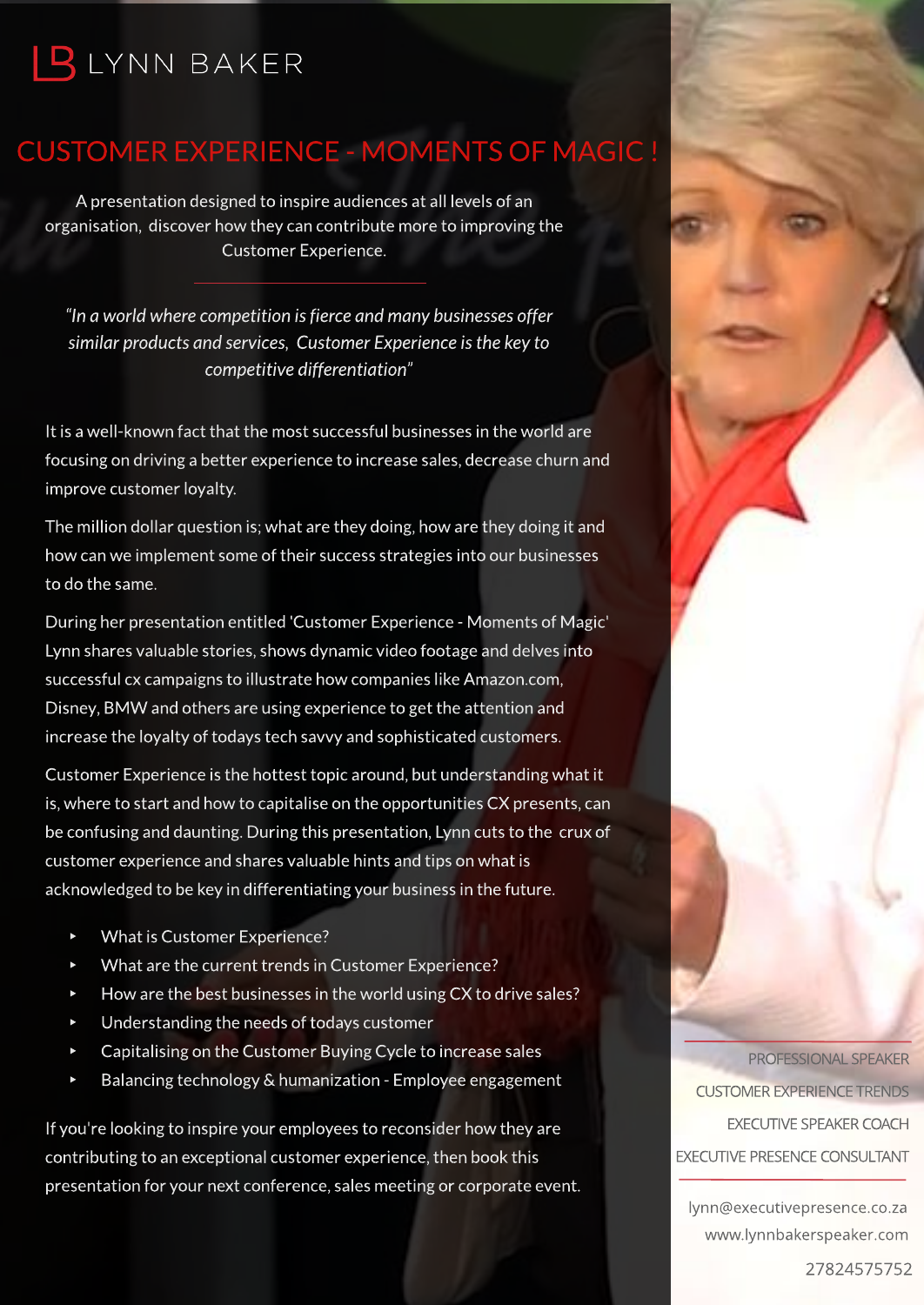LB LYNN BAKER

# CUSTOMER EXPERIENCE - MOMENTS OF MAGIC !

A presentation designed to inspire audiences at all levels of an organisation, discover how they can contribute more to improving the Customer Experience.

---

*"In a world where competition is fierce and many businesses offer similar products and services, Customer Experience is the key to competitive differentiation"*

It is a well-known fact that the most successful businesses in the world are focusing on driving a better experience to increase sales, decrease churn and improve customer loyalty.

The million dollar question is; what are they doing, how are they doing it and how can we implement some of their success strategies into our businesses to do the same.

During her presentation entitled 'Customer Experience - Moments of Magic' Lynn shares valuable stories, shows dynamic video footage and delves into successful cx campaigns to illustrate how companies like Amazon.com, Disney, BMW and others are using experience to get the attention and increase the loyalty of todays tech savvy and sophisticated customers.

Customer Experience is the hottest topic around, but understanding what it is, where to start and how to capitalise on the opportunities CX presents, can be confusing and daunting. During this presentation, Lynn cuts to the crux of customer experience and shares valuable hints and tips on what is acknowledged to be key in differentiating your business in the future.

- What is Customer Experience?
- What are the current trends in Customer Experience?
- How are the best businesses in the world using CX to drive sales?
- Understanding the needs of todays customer
- Capitalising on the Customer Buying Cycle to increase sales
- Balancing technology & humanization - Employee engagement

If you're looking to inspire your employees to reconsider how they are contributing to an exceptional customer experience, then book this presentation for your next conference, sales meeting or corporate event.

PROFESSIONAL SPEAKER

CUSTOMER EXPERIENCE TRENDS

EXECUTIVE SPEAKER COACH

EXECUTIVE PRESENCE CONSULTANT

lynn@executivepresence.co.za

www.lynnbakerspeaker.com

27824575752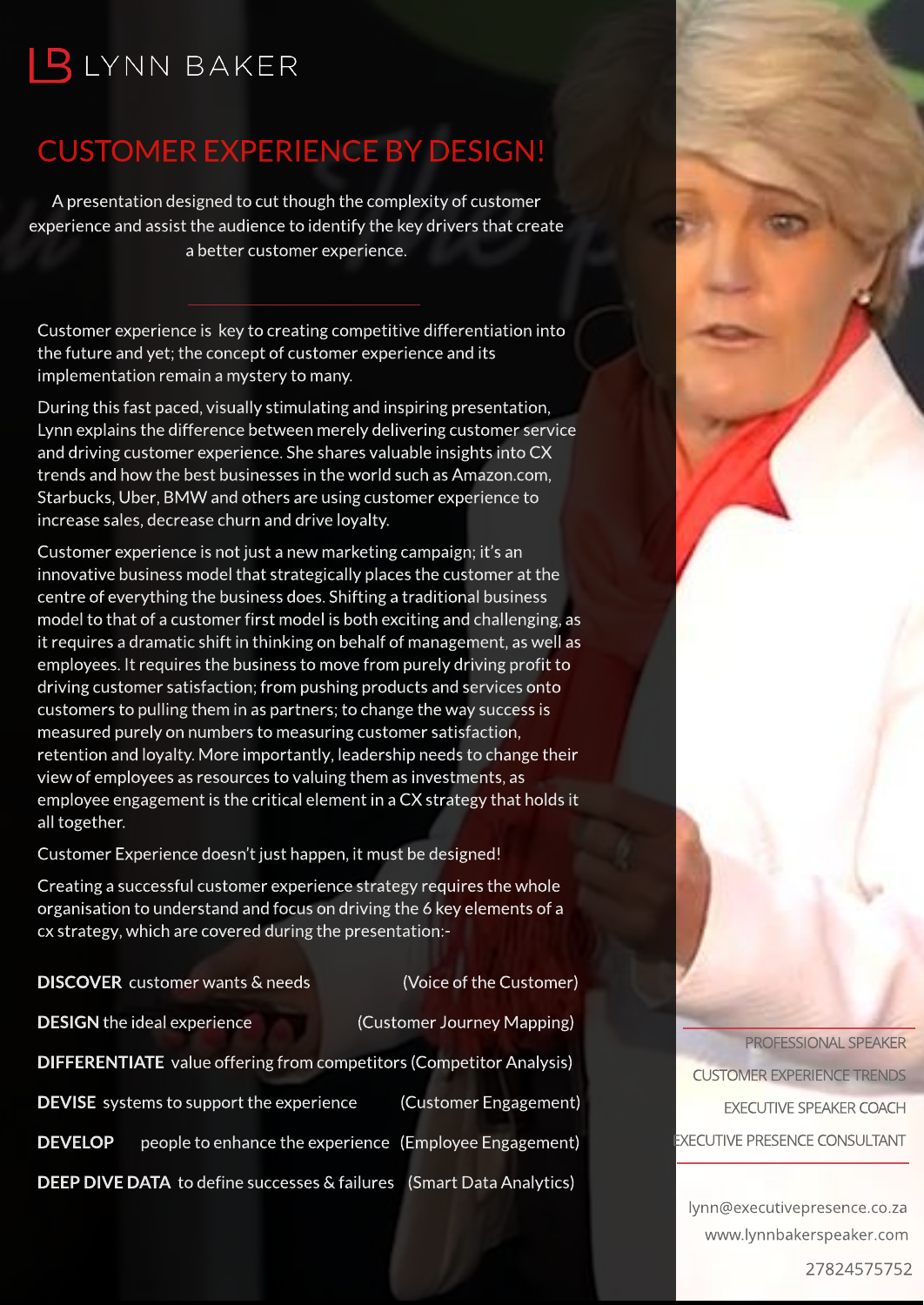LB LYNN BAKER

# CUSTOMER EXPERIENCE BY DESIGN!

A presentation designed to cut though the complexity of customer experience and assist the audience to identify the key drivers that create a better customer experience.

---

Customer experience is key to creating competitive differentiation into the future and yet; the concept of customer experience and its implementation remain a mystery to many.

During this fast paced, visually stimulating and inspiring presentation, Lynn explains the difference between merely delivering customer service and driving customer experience. She shares valuable insights into CX trends and how the best businesses in the world such as Amazon.com, Starbucks, Uber, BMW and others are using customer experience to increase sales, decrease churn and drive loyalty.

Customer experience is not just a new marketing campaign; it's an innovative business model that strategically places the customer at the centre of everything the business does. Shifting a traditional business model to that of a customer first model is both exciting and challenging, as it requires a dramatic shift in thinking on behalf of management, as well as employees. It requires the business to move from purely driving profit to driving customer satisfaction; from pushing products and services onto customers to pulling them in as partners; to change the way success is measured purely on numbers to measuring customer satisfaction, retention and loyalty. More importantly, leadership needs to change their view of employees as resources to valuing them as investments, as employee engagement is the critical element in a CX strategy that holds it all together.

Customer Experience doesn't just happen, it must be designed!

Creating a successful customer experience strategy requires the whole organisation to understand and focus on driving the 6 key elements of a cx strategy, which are covered during the presentation:-

- **DISCOVER** customer wants & needs (Voice of the Customer)
- **DESIGN** the ideal experience (Customer Journey Mapping)
- **DIFFERENTIATE** value offering from competitors (Competitor Analysis)
- **DEVISE** systems to support the experience (Customer Engagement)
- **DEVELOP** people to enhance the experience (Employee Engagement)
- **DEEP DIVE DATA** to define successes & failures (Smart Data Analytics)

PROFESSIONAL SPEAKER

CUSTOMER EXPERIENCE TRENDS

EXECUTIVE SPEAKER COACH

EXECUTIVE PRESENCE CONSULTANT

lynn@executivepresence.co.za

www.lynnbakerspeaker.com

27824575752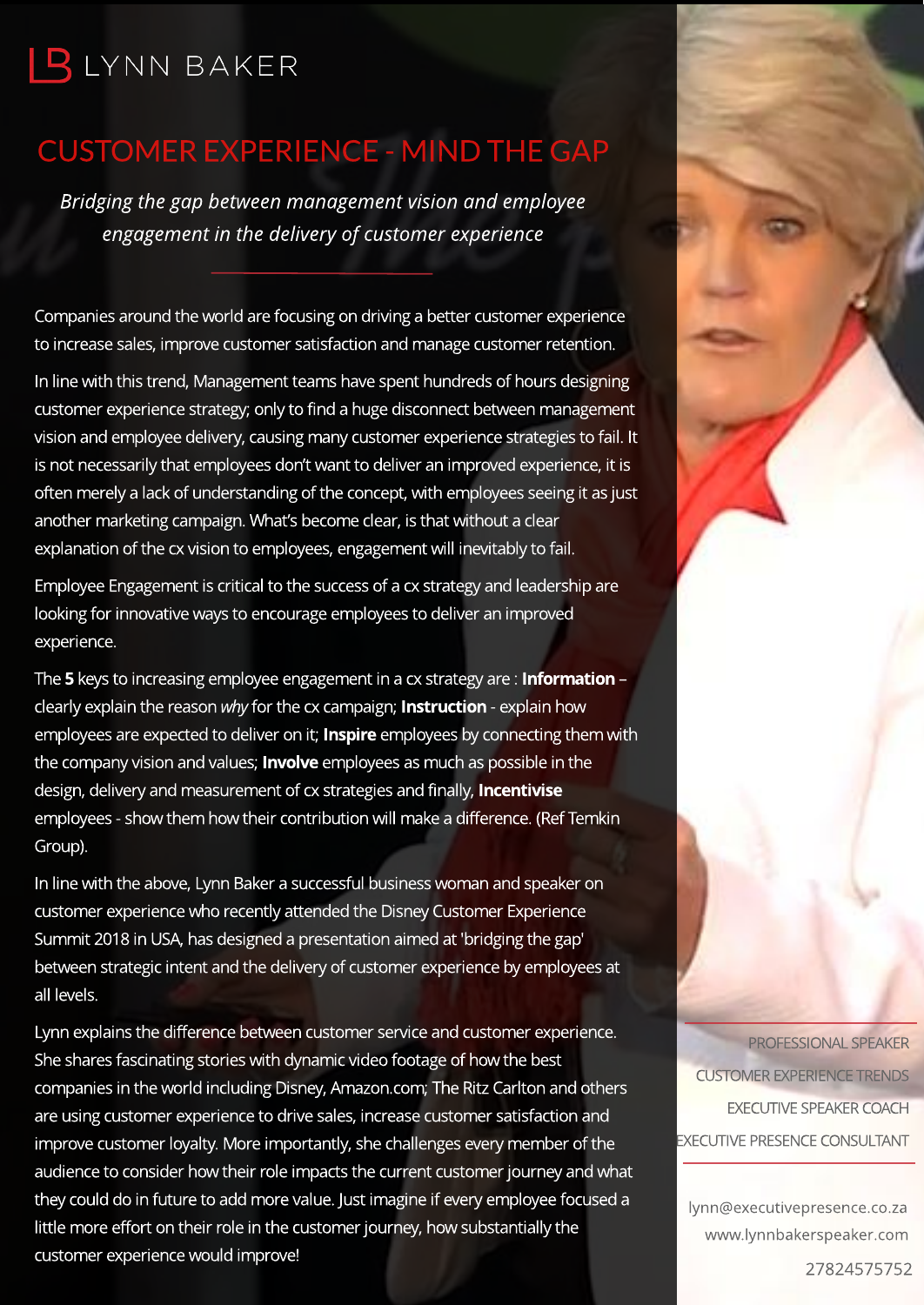LB LYNN BAKER

# CUSTOMER EXPERIENCE - MIND THE GAP

*Bridging the gap between management vision and employee engagement in the delivery of customer experience*

Companies around the world are focusing on driving a better customer experience to increase sales, improve customer satisfaction and manage customer retention.

In line with this trend, Management teams have spent hundreds of hours designing customer experience strategy; only to find a huge disconnect between management vision and employee delivery, causing many customer experience strategies to fail. It is not necessarily that employees don't want to deliver an improved experience, it is often merely a lack of understanding of the concept, with employees seeing it as just another marketing campaign. What's become clear, is that without a clear explanation of the cx vision to employees, engagement will inevitably to fail.

Employee Engagement is critical to the success of a cx strategy and leadership are looking for innovative ways to encourage employees to deliver an improved experience.

The **5** keys to increasing employee engagement in a cx strategy are : **Information** – clearly explain the reason *why* for the cx campaign; **Instruction** - explain how employees are expected to deliver on it; **Inspire** employees by connecting them with the company vision and values; **Involve** employees as much as possible in the design, delivery and measurement of cx strategies and finally, **Incentivise** employees - show them how their contribution will make a difference. (Ref Temkin Group).

In line with the above, Lynn Baker a successful business woman and speaker on customer experience who recently attended the Disney Customer Experience Summit 2018 in USA, has designed a presentation aimed at 'bridging the gap' between strategic intent and the delivery of customer experience by employees at all levels.

Lynn explains the difference between customer service and customer experience. She shares fascinating stories with dynamic video footage of how the best companies in the world including Disney, Amazon.com; The Ritz Carlton and others are using customer experience to drive sales, increase customer satisfaction and improve customer loyalty. More importantly, she challenges every member of the audience to consider how their role impacts the current customer journey and what they could do in future to add more value. Just imagine if every employee focused a little more effort on their role in the customer journey, how substantially the customer experience would improve!

PROFESSIONAL SPEAKER
CUSTOMER EXPERIENCE TRENDS
EXECUTIVE SPEAKER COACH
EXECUTIVE PRESENCE CONSULTANT

lynn@executivepresence.co.za
www.lynnbakerspeaker.com
27824575752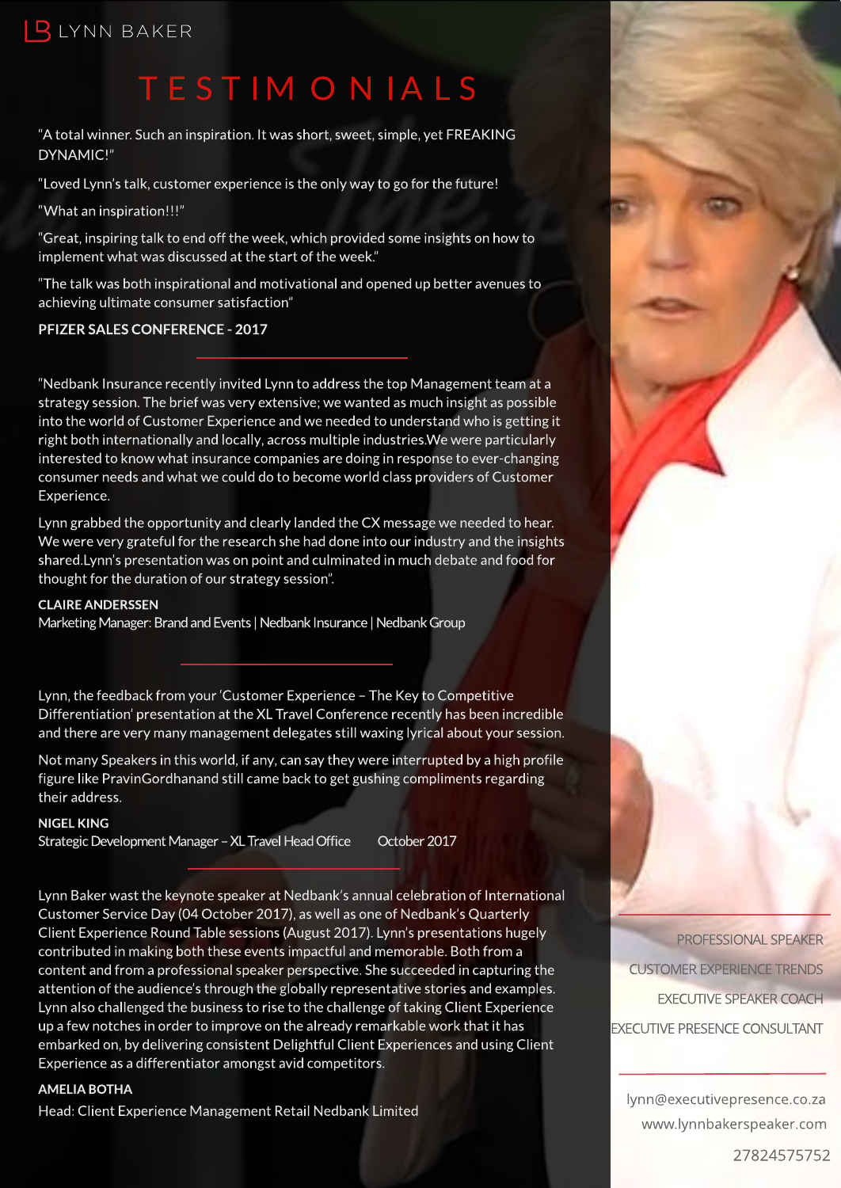LB LYNN BAKER

# TESTIMONIALS

"A total winner. Such an inspiration. It was short, sweet, simple, yet FREAKING DYNAMIC!"

"Loved Lynn's talk, customer experience is the only way to go for the future!

"What an inspiration!!!"

"Great, inspiring talk to end off the week, which provided some insights on how to implement what was discussed at the start of the week."

"The talk was both inspirational and motivational and opened up better avenues to achieving ultimate consumer satisfaction"

**PFIZER SALES CONFERENCE - 2017**

---

"Nedbank Insurance recently invited Lynn to address the top Management team at a strategy session. The brief was very extensive; we wanted as much insight as possible into the world of Customer Experience and we needed to understand who is getting it right both internationally and locally, across multiple industries.We were particularly interested to know what insurance companies are doing in response to ever-changing consumer needs and what we could do to become world class providers of Customer Experience.

Lynn grabbed the opportunity and clearly landed the CX message we needed to hear. We were very grateful for the research she had done into our industry and the insights shared.Lynn's presentation was on point and culminated in much debate and food for thought for the duration of our strategy session".

**CLAIRE ANDERSSEN**
Marketing Manager: Brand and Events | Nedbank Insurance | Nedbank Group

---

Lynn, the feedback from your 'Customer Experience – The Key to Competitive Differentiation' presentation at the XL Travel Conference recently has been incredible and there are very many management delegates still waxing lyrical about your session.

Not many Speakers in this world, if any, can say they were interrupted by a high profile figure like PravinGordhanand still came back to get gushing compliments regarding their address.

**NIGEL KING**
Strategic Development Manager – XL Travel Head Office October 2017

---

Lynn Baker wast the keynote speaker at Nedbank's annual celebration of International Customer Service Day (04 October 2017), as well as one of Nedbank's Quarterly Client Experience Round Table sessions (August 2017). Lynn's presentations hugely contributed in making both these events impactful and memorable. Both from a content and from a professional speaker perspective. She succeeded in capturing the attention of the audience's through the globally representative stories and examples. Lynn also challenged the business to rise to the challenge of taking Client Experience up a few notches in order to improve on the already remarkable work that it has embarked on, by delivering consistent Delightful Client Experiences and using Client Experience as a differentiator amongst avid competitors.

**AMELIA BOTHA**
Head: Client Experience Management Retail Nedbank Limited

PROFESSIONAL SPEAKER
CUSTOMER EXPERIENCE TRENDS
EXECUTIVE SPEAKER COACH
EXECUTIVE PRESENCE CONSULTANT

lynn@executivepresence.co.za
www.lynnbakerspeaker.com
27824575752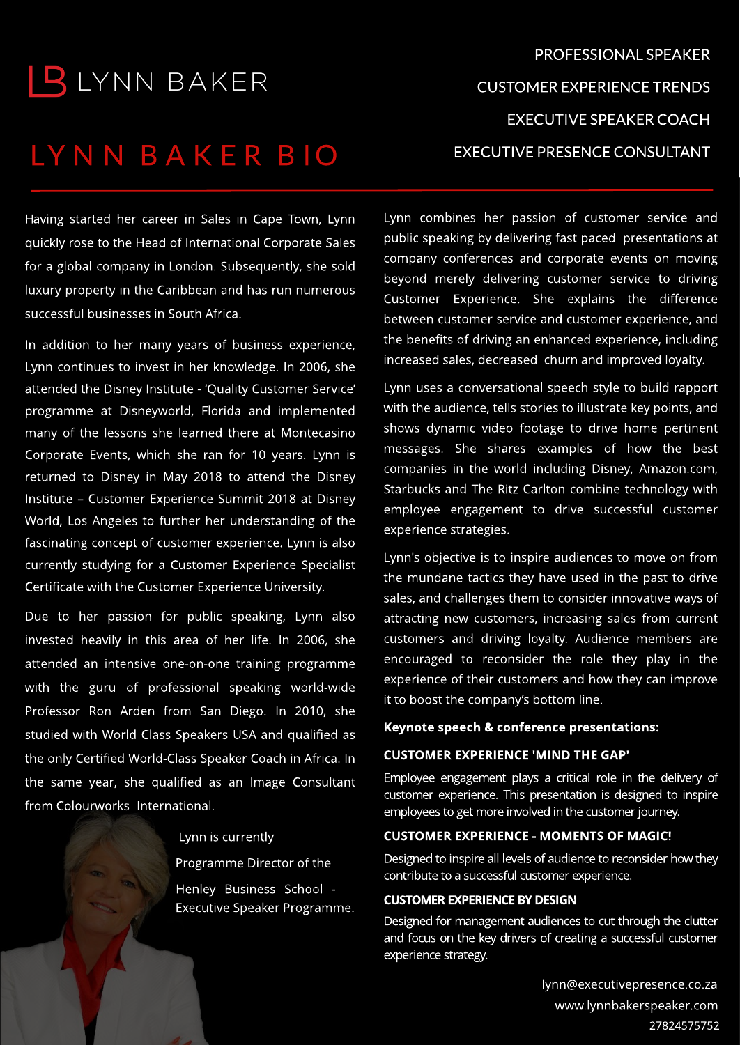LB LYNN BAKER

PROFESSIONAL SPEAKER

CUSTOMER EXPERIENCE TRENDS

EXECUTIVE SPEAKER COACH

EXECUTIVE PRESENCE CONSULTANT

# LYNN BAKER BIO

Having started her career in Sales in Cape Town, Lynn quickly rose to the Head of International Corporate Sales for a global company in London. Subsequently, she sold luxury property in the Caribbean and has run numerous successful businesses in South Africa.

In addition to her many years of business experience, Lynn continues to invest in her knowledge. In 2006, she attended the Disney Institute - 'Quality Customer Service' programme at Disneyworld, Florida and implemented many of the lessons she learned there at Montecasino Corporate Events, which she ran for 10 years. Lynn is returned to Disney in May 2018 to attend the Disney Institute – Customer Experience Summit 2018 at Disney World, Los Angeles to further her understanding of the fascinating concept of customer experience. Lynn is also currently studying for a Customer Experience Specialist Certificate with the Customer Experience University.

Due to her passion for public speaking, Lynn also invested heavily in this area of her life. In 2006, she attended an intensive one-on-one training programme with the guru of professional speaking world-wide Professor Ron Arden from San Diego. In 2010, she studied with World Class Speakers USA and qualified as the only Certified World-Class Speaker Coach in Africa. In the same year, she qualified as an Image Consultant from Colourworks International.

Lynn is currently Programme Director of the Henley Business School - Executive Speaker Programme.

Lynn combines her passion of customer service and public speaking by delivering fast paced presentations at company conferences and corporate events on moving beyond merely delivering customer service to driving Customer Experience. She explains the difference between customer service and customer experience, and the benefits of driving an enhanced experience, including increased sales, decreased churn and improved loyalty.

Lynn uses a conversational speech style to build rapport with the audience, tells stories to illustrate key points, and shows dynamic video footage to drive home pertinent messages. She shares examples of how the best companies in the world including Disney, Amazon.com, Starbucks and The Ritz Carlton combine technology with employee engagement to drive successful customer experience strategies.

Lynn's objective is to inspire audiences to move on from the mundane tactics they have used in the past to drive sales, and challenges them to consider innovative ways of attracting new customers, increasing sales from current customers and driving loyalty. Audience members are encouraged to reconsider the role they play in the experience of their customers and how they can improve it to boost the company's bottom line.

**Keynote speech & conference presentations:**

**CUSTOMER EXPERIENCE 'MIND THE GAP'**

Employee engagement plays a critical role in the delivery of customer experience. This presentation is designed to inspire employees to get more involved in the customer journey.

**CUSTOMER EXPERIENCE - MOMENTS OF MAGIC!**

Designed to inspire all levels of audience to reconsider how they contribute to a successful customer experience.

**CUSTOMER EXPERIENCE BY DESIGN**

Designed for management audiences to cut through the clutter and focus on the key drivers of creating a successful customer experience strategy.

lynn@executivepresence.co.za

www.lynnbakerspeaker.com

27824575752